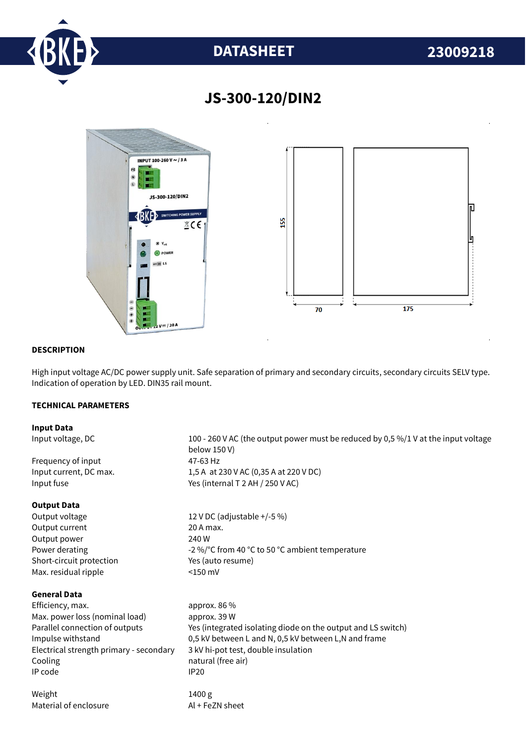# DATASHEET 23009218

## JS-300-120/DIN2

### DESCRIPTION

High input voltage AC/DC power supply unit. Safe separation of primary and secondary circuits, secondary circuits SELV type. Indication of operation by LED. DIN35 rail mount.

### TECHNICAL PARAMETERS

**Input Data**

| | |
|---|---|
| Input voltage, DC | 100 - 260 V AC (the output power must be reduced by 0,5 %/1 V at the input voltage below 150 V) |
| Frequency of input | 47-63 Hz |
| Input current, DC max. | 1,5 A at 230 V AC (0,35 A at 220 V DC) |
| Input fuse | Yes (internal T 2 AH / 250 V AC) |

**Output Data**

| | |
|---|---|
| Output voltage | 12 V DC (adjustable +/-5 %) |
| Output current | 20 A max. |
| Output power | 240 W |
| Power derating | -2 %/°C from 40 °C to 50 °C ambient temperature |
| Short-circuit protection | Yes (auto resume) |
| Max. residual ripple | <150 mV |

**General Data**

| | |
|---|---|
| Efficiency, max. | approx. 86 % |
| Max. power loss (nominal load) | approx. 39 W |
| Parallel connection of outputs | Yes (integrated isolating diode on the output and LS switch) |
| Impulse withstand | 0,5 kV between L and N, 0,5 kV between L,N and frame |
| Electrical strength primary - secondary | 3 kV hi-pot test, double insulation |
| Cooling | natural (free air) |
| IP code | IP20 |
| Weight | 1400 g |
| Material of enclosure | Al + FeZN sheet |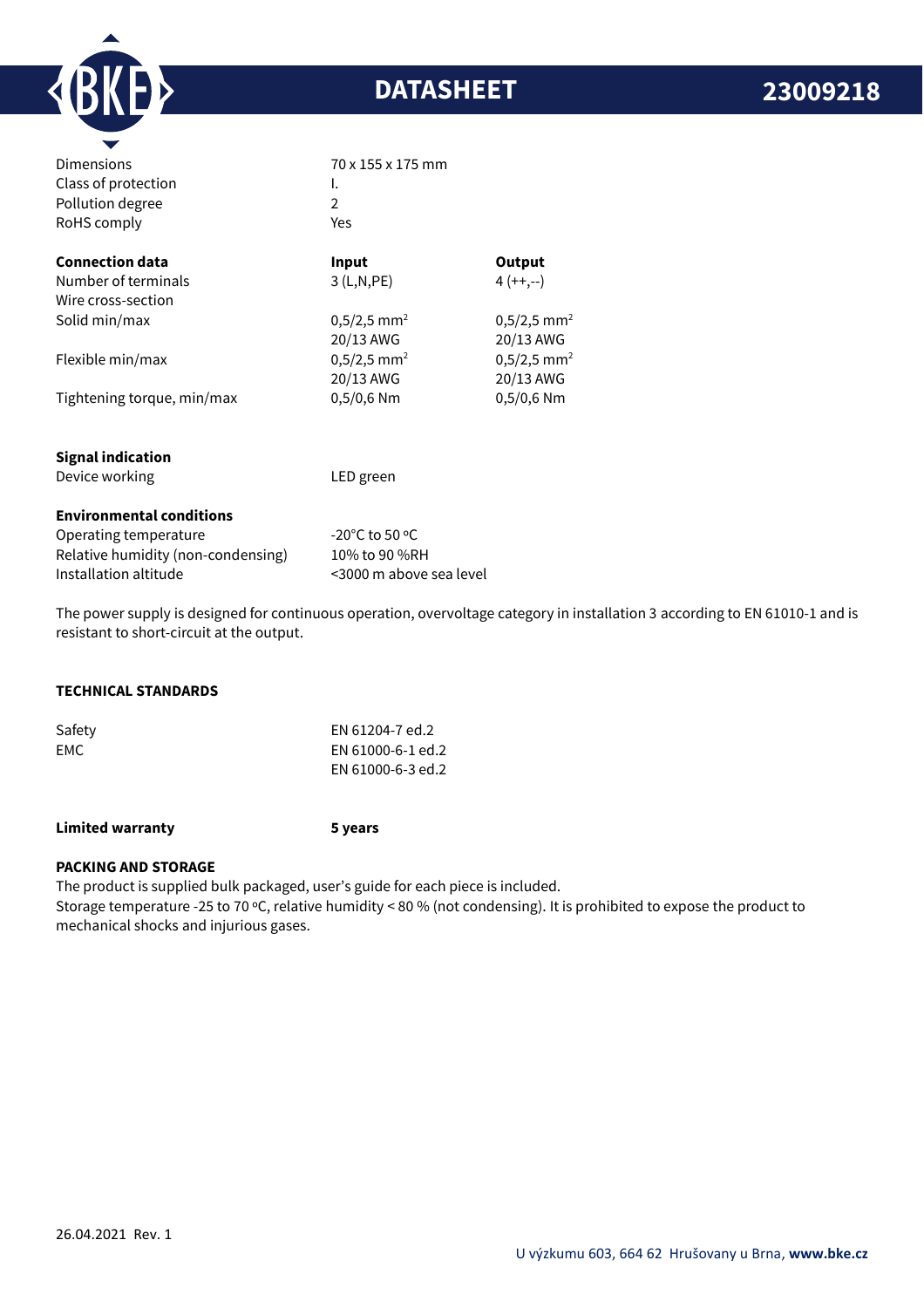| | |
|---|---|
| Dimensions | 70 x 155 x 175 mm |
| Class of protection | I. |
| Pollution degree | 2 |
| RoHS comply | Yes |

| **Connection data** | **Input** | **Output** |
|---|---|---|
| Number of terminals | 3 (L,N,PE) | 4 (++,--) |
| Wire cross-section | | |
| Solid min/max | 0,5/2,5 mm² 20/13 AWG | 0,5/2,5 mm² 20/13 AWG |
| Flexible min/max | 0,5/2,5 mm² 20/13 AWG | 0,5/2,5 mm² 20/13 AWG |
| Tightening torque, min/max | 0,5/0,6 Nm | 0,5/0,6 Nm |

| **Signal indication** | |
|---|---|
| Device working | LED green |

| **Environmental conditions** | |
|---|---|
| Operating temperature | -20°C to 50 ºC |
| Relative humidity (non-condensing) | 10% to 90 %RH |
| Installation altitude | <3000 m above sea level |

The power supply is designed for continuous operation, overvoltage category in installation 3 according to EN 61010-1 and is resistant to short-circuit at the output.

**TECHNICAL STANDARDS**

| | |
|---|---|
| Safety | EN 61204-7 ed.2 |
| EMC | EN 61000-6-1 ed.2 |
| | EN 61000-6-3 ed.2 |

**Limited warranty** **5 years**

**PACKING AND STORAGE**

The product is supplied bulk packaged, user's guide for each piece is included.
Storage temperature -25 to 70 ºC, relative humidity < 80 % (not condensing). It is prohibited to expose the product to mechanical shocks and injurious gases.

26.04.2021 Rev. 1